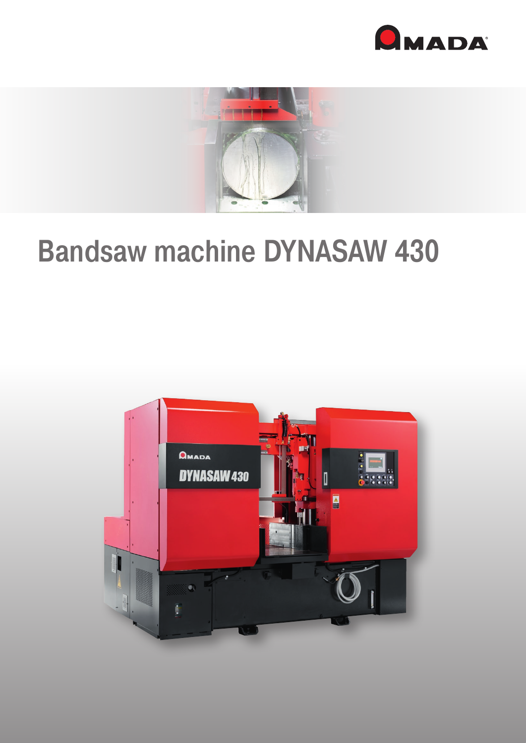# Bandsaw machine DYNASAW 430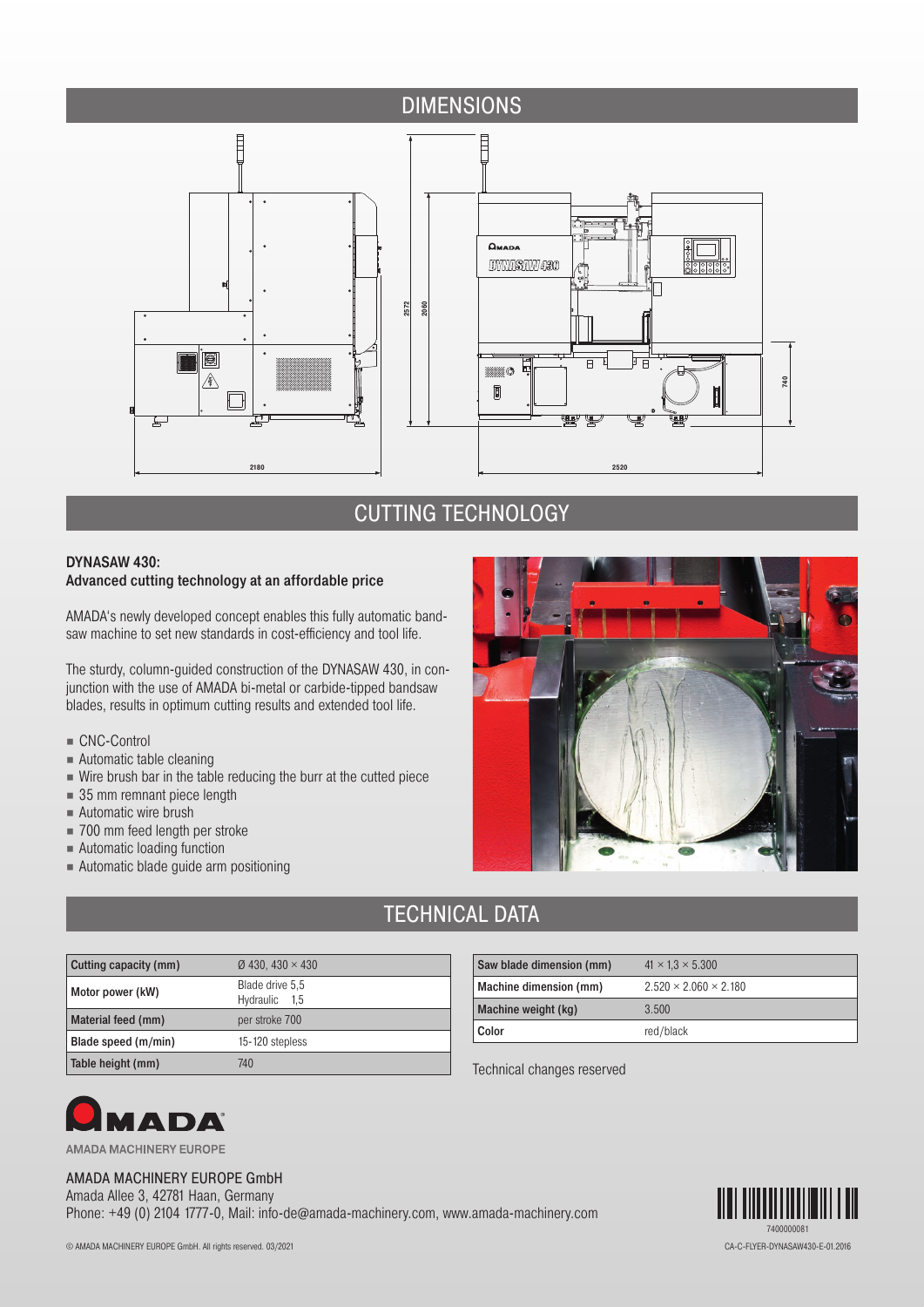## DIMENSIONS

2180

2572

2060

2520

740

## CUTTING TECHNOLOGY

**DYNASAW 430:**
**Advanced cutting technology at an affordable price**

AMADA's newly developed concept enables this fully automatic bandsaw machine to set new standards in cost-efficiency and tool life.

The sturdy, column-guided construction of the DYNASAW 430, in conjunction with the use of AMADA bi-metal or carbide-tipped bandsaw blades, results in optimum cutting results and extended tool life.

- CNC-Control
- Automatic table cleaning
- Wire brush bar in the table reducing the burr at the cutted piece
- 35 mm remnant piece length
- Automatic wire brush
- 700 mm feed length per stroke
- Automatic loading function
- Automatic blade guide arm positioning

## TECHNICAL DATA

| | |
|---|---|
| **Cutting capacity (mm)** | Ø 430, 430 × 430 |
| **Motor power (kW)** | Blade drive 5,5<br>Hydraulic 1,5 |
| **Material feed (mm)** | per stroke 700 |
| **Blade speed (m/min)** | 15-120 stepless |
| **Table height (mm)** | 740 |

| | |
|---|---|
| **Saw blade dimension (mm)** | 41 × 1,3 × 5.300 |
| **Machine dimension (mm)** | 2.520 × 2.060 × 2.180 |
| **Machine weight (kg)** | 3.500 |
| **Color** | red/black |

Technical changes reserved

AMADA MACHINERY EUROPE

AMADA MACHINERY EUROPE GmbH
Amada Allee 3, 42781 Haan, Germany
Phone: +49 (0) 2104 1777-0, Mail: info-de@amada-machinery.com, www.amada-machinery.com

7400000081

© AMADA MACHINERY EUROPE GmbH. All rights reserved. 03/2021

CA-C-FLYER-DYNASAW430-E-01.2016